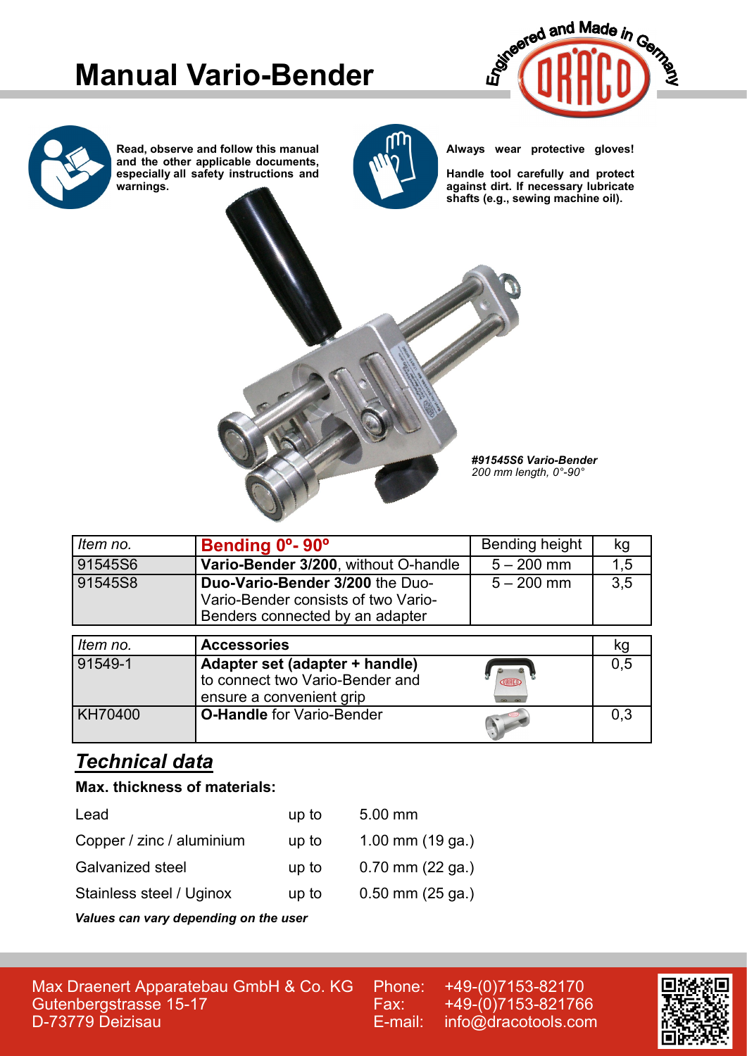# Manual Vario-Bender

Engineered and Made in Germany

**Read, observe and follow this manual and the other applicable documents, especially all safety instructions and warnings.**

**Always wear protective gloves!**

**Handle tool carefully and protect against dirt. If necessary lubricate shafts (e.g., sewing machine oil).**

***#91545S6 Vario-Bender***
*200 mm length, 0°-90°*

| *Item no.* | **Bending 0º- 90º** | Bending height | kg |
|---|---|---|---|
| 91545S6 | **Vario-Bender 3/200**, without O-handle | 5 – 200 mm | 1,5 |
| 91545S8 | **Duo-Vario-Bender 3/200** the Duo-Vario-Bender consists of two Vario-Benders connected by an adapter | 5 – 200 mm | 3,5 |

| *Item no.* | **Accessories** | kg |
|---|---|---|
| 91549-1 | **Adapter set (adapter + handle)** to connect two Vario-Bender and ensure a convenient grip | 0,5 |
| KH70400 | **O-Handle** for Vario-Bender | 0,3 |

## *Technical data*

**Max. thickness of materials:**

| | | |
|---|---|---|
| Lead | up to | 5.00 mm |
| Copper / zinc / aluminium | up to | 1.00 mm (19 ga.) |
| Galvanized steel | up to | 0.70 mm (22 ga.) |
| Stainless steel / Uginox | up to | 0.50 mm (25 ga.) |

***Values can vary depending on the user***

Max Draenert Apparatebau GmbH & Co. KG
Gutenbergstrasse 15-17
D-73779 Deizisau

Phone: +49-(0)7153-82170
Fax: +49-(0)7153-821766
E-mail: info@dracotools.com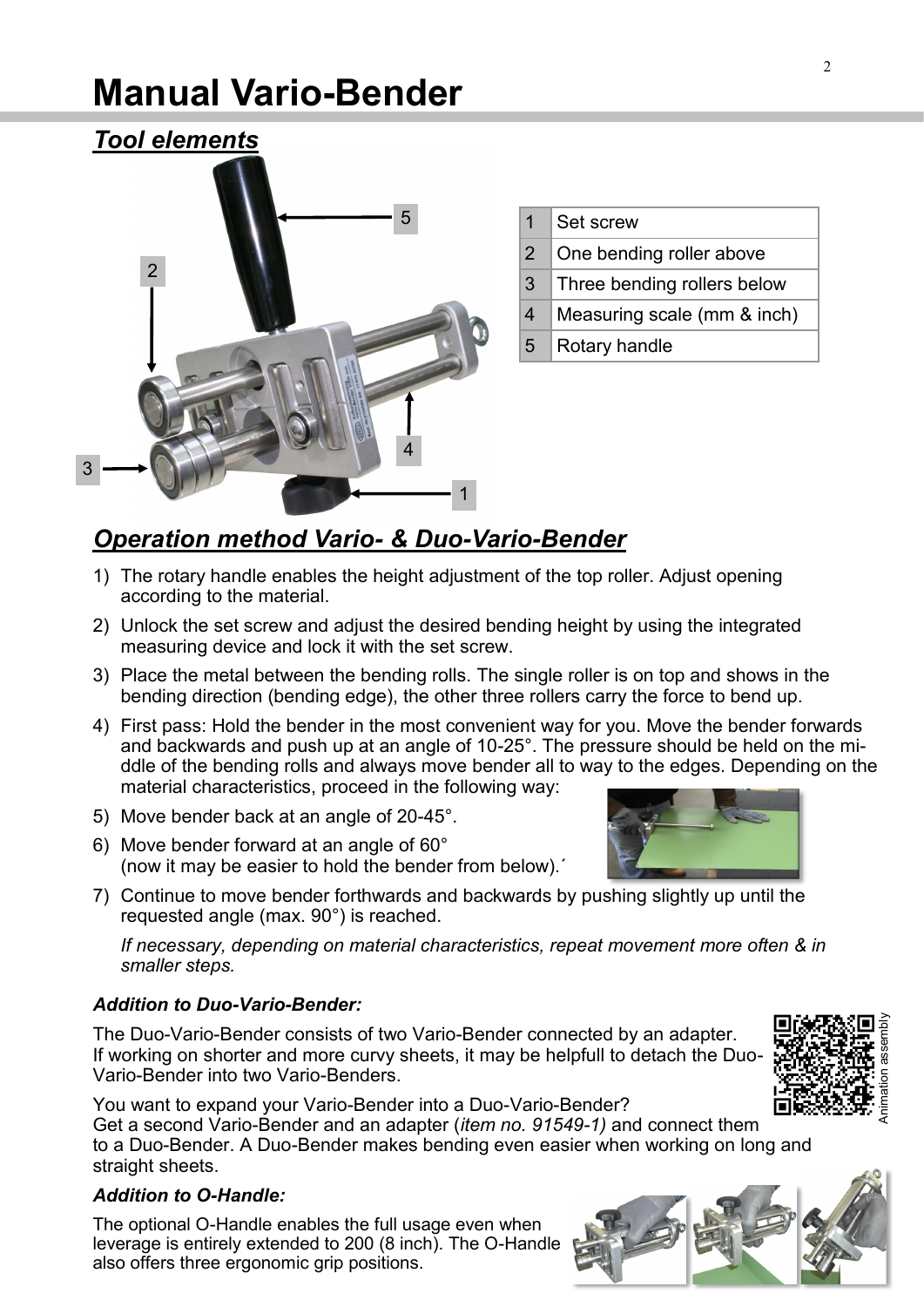# Manual Vario-Bender

## *Tool elements*

| | |
|---|---|
| 1 | Set screw |
| 2 | One bending roller above |
| 3 | Three bending rollers below |
| 4 | Measuring scale (mm & inch) |
| 5 | Rotary handle |

## *Operation method Vario- & Duo-Vario-Bender*

1) The rotary handle enables the height adjustment of the top roller. Adjust opening according to the material.
2) Unlock the set screw and adjust the desired bending height by using the integrated measuring device and lock it with the set screw.
3) Place the metal between the bending rolls. The single roller is on top and shows in the bending direction (bending edge), the other three rollers carry the force to bend up.
4) First pass: Hold the bender in the most convenient way for you. Move the bender forwards and backwards and push up at an angle of 10-25°. The pressure should be held on the middle of the bending rolls and always move bender all to way to the edges. Depending on the material characteristics, proceed in the following way:
5) Move bender back at an angle of 20-45°.
6) Move bender forward at an angle of 60° (now it may be easier to hold the bender from below).´
7) Continue to move bender forthwards and backwards by pushing slightly up until the requested angle (max. 90°) is reached.

   *If necessary, depending on material characteristics, repeat movement more often & in smaller steps.*

### *Addition to Duo-Vario-Bender:*

The Duo-Vario-Bender consists of two Vario-Bender connected by an adapter. If working on shorter and more curvy sheets, it may be helpfull to detach the Duo-Vario-Bender into two Vario-Benders.

Animation assembly

You want to expand your Vario-Bender into a Duo-Vario-Bender? Get a second Vario-Bender and an adapter (*item no. 91549-1)* and connect them to a Duo-Bender. A Duo-Bender makes bending even easier when working on long and straight sheets.

### *Addition to O-Handle:*

The optional O-Handle enables the full usage even when leverage is entirely extended to 200 (8 inch). The O-Handle also offers three ergonomic grip positions.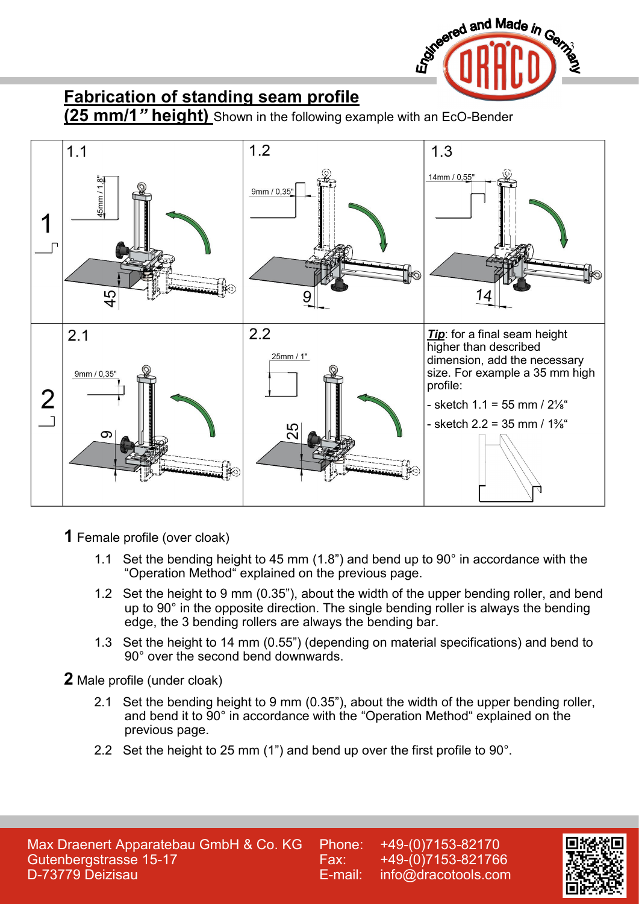## Fabrication of standing seam profile

**(25 mm/1" height)** Shown in the following example with an EcO-Bender

1.1

45mm / 1,8"

45

1.2

9mm / 0,35"

9

1.3

14mm / 0,55"

14

2.1

9mm / 0,35"

9

2.2

25mm / 1"

25

***Tip***: for a final seam height higher than described dimension, add the necessary size. For example a 35 mm high profile:

- sketch 1.1 = 55 mm / 2⅛“
- sketch 2.2 = 35 mm / 1⅜“

**1** Female profile (over cloak)

1.1 Set the bending height to 45 mm (1.8”) and bend up to 90° in accordance with the “Operation Method“ explained on the previous page.

1.2 Set the height to 9 mm (0.35”), about the width of the upper bending roller, and bend up to 90° in the opposite direction. The single bending roller is always the bending edge, the 3 bending rollers are always the bending bar.

1.3 Set the height to 14 mm (0.55”) (depending on material specifications) and bend to 90° over the second bend downwards.

**2** Male profile (under cloak)

2.1 Set the bending height to 9 mm (0.35”), about the width of the upper bending roller, and bend it to 90° in accordance with the “Operation Method“ explained on the previous page.

2.2 Set the height to 25 mm (1”) and bend up over the first profile to 90°.

Max Draenert Apparatebau GmbH & Co. KG
Gutenbergstrasse 15-17
D-73779 Deizisau

Phone: +49-(0)7153-82170
Fax: +49-(0)7153-821766
E-mail: info@dracotools.com